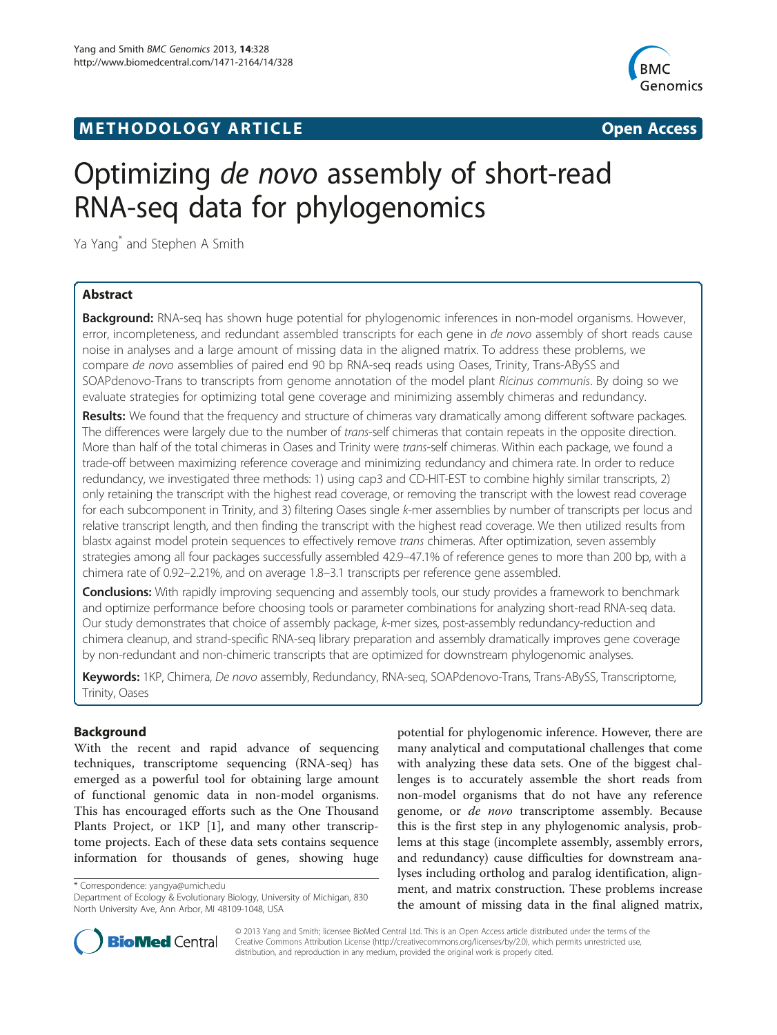**METHODOLOGY ARTICLE** **Open Access**

# Optimizing *de novo* assembly of short-read RNA-seq data for phylogenomics

Ya Yang* and Stephen A Smith

## Abstract

**Background:** RNA-seq has shown huge potential for phylogenomic inferences in non-model organisms. However, error, incompleteness, and redundant assembled transcripts for each gene in *de novo* assembly of short reads cause noise in analyses and a large amount of missing data in the aligned matrix. To address these problems, we compare *de novo* assemblies of paired end 90 bp RNA-seq reads using Oases, Trinity, Trans-ABySS and SOAPdenovo-Trans to transcripts from genome annotation of the model plant *Ricinus communis*. By doing so we evaluate strategies for optimizing total gene coverage and minimizing assembly chimeras and redundancy.

**Results:** We found that the frequency and structure of chimeras vary dramatically among different software packages. The differences were largely due to the number of *trans*-self chimeras that contain repeats in the opposite direction. More than half of the total chimeras in Oases and Trinity were *trans*-self chimeras. Within each package, we found a trade-off between maximizing reference coverage and minimizing redundancy and chimera rate. In order to reduce redundancy, we investigated three methods: 1) using cap3 and CD-HIT-EST to combine highly similar transcripts, 2) only retaining the transcript with the highest read coverage, or removing the transcript with the lowest read coverage for each subcomponent in Trinity, and 3) filtering Oases single *k*-mer assemblies by number of transcripts per locus and relative transcript length, and then finding the transcript with the highest read coverage. We then utilized results from blastx against model protein sequences to effectively remove *trans* chimeras. After optimization, seven assembly strategies among all four packages successfully assembled 42.9–47.1% of reference genes to more than 200 bp, with a chimera rate of 0.92–2.21%, and on average 1.8–3.1 transcripts per reference gene assembled.

**Conclusions:** With rapidly improving sequencing and assembly tools, our study provides a framework to benchmark and optimize performance before choosing tools or parameter combinations for analyzing short-read RNA-seq data. Our study demonstrates that choice of assembly package, *k*-mer sizes, post-assembly redundancy-reduction and chimera cleanup, and strand-specific RNA-seq library preparation and assembly dramatically improves gene coverage by non-redundant and non-chimeric transcripts that are optimized for downstream phylogenomic analyses.

**Keywords:** 1KP, Chimera, *De novo* assembly, Redundancy, RNA-seq, SOAPdenovo-Trans, Trans-ABySS, Transcriptome, Trinity, Oases

## Background

With the recent and rapid advance of sequencing techniques, transcriptome sequencing (RNA-seq) has emerged as a powerful tool for obtaining large amount of functional genomic data in non-model organisms. This has encouraged efforts such as the One Thousand Plants Project, or 1KP [1], and many other transcriptome projects. Each of these data sets contains sequence information for thousands of genes, showing huge potential for phylogenomic inference. However, there are many analytical and computational challenges that come with analyzing these data sets. One of the biggest challenges is to accurately assemble the short reads from non-model organisms that do not have any reference genome, or *de novo* transcriptome assembly. Because this is the first step in any phylogenomic analysis, problems at this stage (incomplete assembly, assembly errors, and redundancy) cause difficulties for downstream analyses including ortholog and paralog identification, alignment, and matrix construction. These problems increase the amount of missing data in the final aligned matrix,

\* Correspondence: yangya@umich.edu
Department of Ecology & Evolutionary Biology, University of Michigan, 830 North University Ave, Ann Arbor, MI 48109-1048, USA

© 2013 Yang and Smith; licensee BioMed Central Ltd. This is an Open Access article distributed under the terms of the Creative Commons Attribution License (http://creativecommons.org/licenses/by/2.0), which permits unrestricted use, distribution, and reproduction in any medium, provided the original work is properly cited.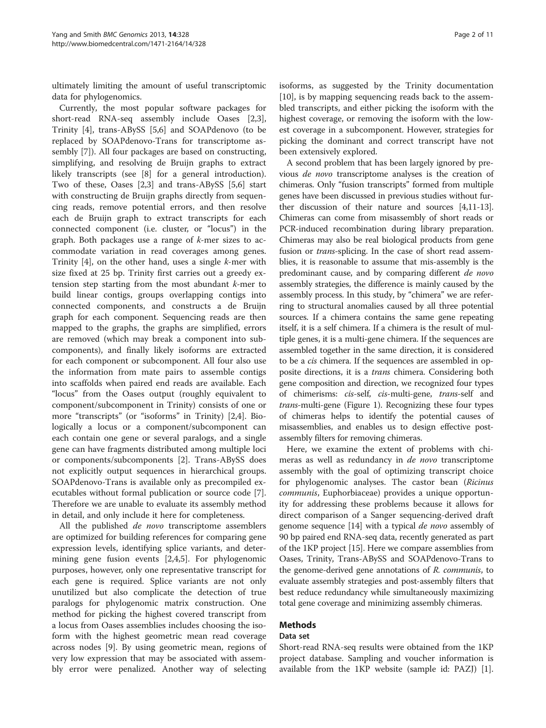ultimately limiting the amount of useful transcriptomic data for phylogenomics.

Currently, the most popular software packages for short-read RNA-seq assembly include Oases [2,3], Trinity [4], trans-ABySS [5,6] and SOAPdenovo (to be replaced by SOAPdenovo-Trans for transcriptome assembly [7]). All four packages are based on constructing, simplifying, and resolving de Bruijn graphs to extract likely transcripts (see [8] for a general introduction). Two of these, Oases [2,3] and trans-ABySS [5,6] start with constructing de Bruijn graphs directly from sequencing reads, remove potential errors, and then resolve each de Bruijn graph to extract transcripts for each connected component (i.e. cluster, or "locus") in the graph. Both packages use a range of *k*-mer sizes to accommodate variation in read coverages among genes. Trinity [4], on the other hand, uses a single *k*-mer with size fixed at 25 bp. Trinity first carries out a greedy extension step starting from the most abundant *k*-mer to build linear contigs, groups overlapping contigs into connected components, and constructs a de Bruijn graph for each component. Sequencing reads are then mapped to the graphs, the graphs are simplified, errors are removed (which may break a component into subcomponents), and finally likely isoforms are extracted for each component or subcomponent. All four also use the information from mate pairs to assemble contigs into scaffolds when paired end reads are available. Each "locus" from the Oases output (roughly equivalent to component/subcomponent in Trinity) consists of one or more "transcripts" (or "isoforms" in Trinity) [2,4]. Biologically a locus or a component/subcomponent can each contain one gene or several paralogs, and a single gene can have fragments distributed among multiple loci or components/subcomponents [2]. Trans-ABySS does not explicitly output sequences in hierarchical groups. SOAPdenovo-Trans is available only as precompiled executables without formal publication or source code [7]. Therefore we are unable to evaluate its assembly method in detail, and only include it here for completeness.

All the published *de novo* transcriptome assemblers are optimized for building references for comparing gene expression levels, identifying splice variants, and determining gene fusion events [2,4,5]. For phylogenomic purposes, however, only one representative transcript for each gene is required. Splice variants are not only unutilized but also complicate the detection of true paralogs for phylogenomic matrix construction. One method for picking the highest covered transcript from a locus from Oases assemblies includes choosing the isoform with the highest geometric mean read coverage across nodes [9]. By using geometric mean, regions of very low expression that may be associated with assembly error were penalized. Another way of selecting isoforms, as suggested by the Trinity documentation [10], is by mapping sequencing reads back to the assembled transcripts, and either picking the isoform with the highest coverage, or removing the isoform with the lowest coverage in a subcomponent. However, strategies for picking the dominant and correct transcript have not been extensively explored.

A second problem that has been largely ignored by previous *de novo* transcriptome analyses is the creation of chimeras. Only "fusion transcripts" formed from multiple genes have been discussed in previous studies without further discussion of their nature and sources [4,11-13]. Chimeras can come from misassembly of short reads or PCR-induced recombination during library preparation. Chimeras may also be real biological products from gene fusion or *trans*-splicing. In the case of short read assemblies, it is reasonable to assume that mis-assembly is the predominant cause, and by comparing different *de novo* assembly strategies, the difference is mainly caused by the assembly process. In this study, by "chimera" we are referring to structural anomalies caused by all three potential sources. If a chimera contains the same gene repeating itself, it is a self chimera. If a chimera is the result of multiple genes, it is a multi-gene chimera. If the sequences are assembled together in the same direction, it is considered to be a *cis* chimera. If the sequences are assembled in opposite directions, it is a *trans* chimera. Considering both gene composition and direction, we recognized four types of chimerisms: *cis*-self, *cis*-multi-gene, *trans*-self and *trans*-multi-gene (Figure 1). Recognizing these four types of chimeras helps to identify the potential causes of misassemblies, and enables us to design effective post-assembly filters for removing chimeras.

Here, we examine the extent of problems with chimeras as well as redundancy in *de novo* transcriptome assembly with the goal of optimizing transcript choice for phylogenomic analyses. The castor bean (*Ricinus communis*, Euphorbiaceae) provides a unique opportunity for addressing these problems because it allows for direct comparison of a Sanger sequencing-derived draft genome sequence [14] with a typical *de novo* assembly of 90 bp paired end RNA-seq data, recently generated as part of the 1KP project [15]. Here we compare assemblies from Oases, Trinity, Trans-ABySS and SOAPdenovo-Trans to the genome-derived gene annotations of *R. communis*, to evaluate assembly strategies and post-assembly filters that best reduce redundancy while simultaneously maximizing total gene coverage and minimizing assembly chimeras.

## Methods

### Data set

Short-read RNA-seq results were obtained from the 1KP project database. Sampling and voucher information is available from the 1KP website (sample id: PAZJ) [1].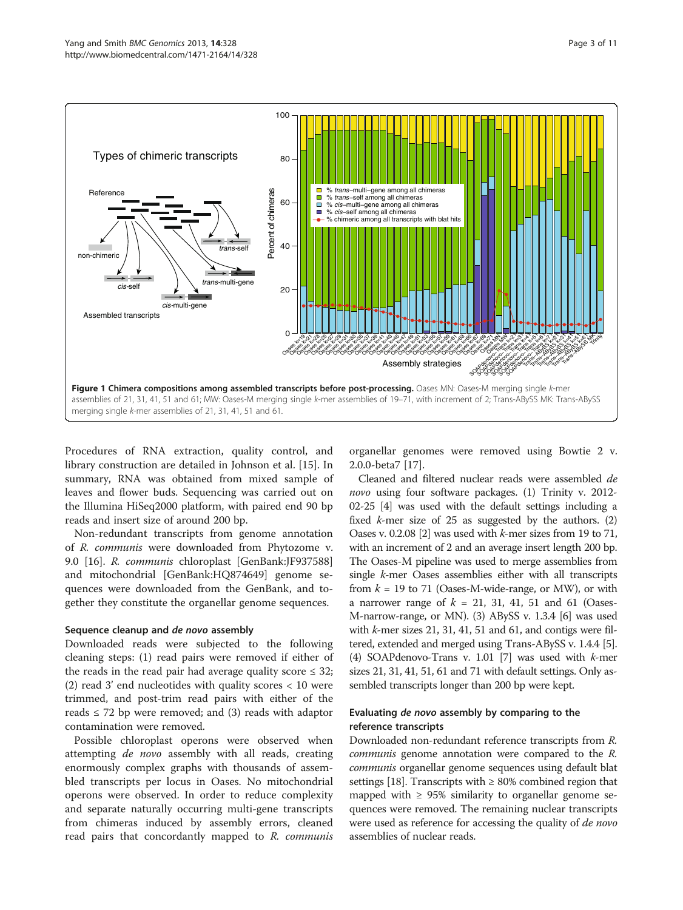**Figure 1 Chimera compositions among assembled transcripts before post-processing.** Oases MN: Oases-M merging single *k*-mer assemblies of 21, 31, 41, 51 and 61; MW: Oases-M merging single *k*-mer assemblies of 19–71, with increment of 2; Trans-ABySS MK: Trans-ABySS merging single *k*-mer assemblies of 21, 31, 41, 51 and 61.

Procedures of RNA extraction, quality control, and library construction are detailed in Johnson et al. [15]. In summary, RNA was obtained from mixed sample of leaves and flower buds. Sequencing was carried out on the Illumina HiSeq2000 platform, with paired end 90 bp reads and insert size of around 200 bp.

Non-redundant transcripts from genome annotation of *R. communis* were downloaded from Phytozome v. 9.0 [16]. *R. communis* chloroplast [GenBank:JF937588] and mitochondrial [GenBank:HQ874649] genome sequences were downloaded from the GenBank, and together they constitute the organellar genome sequences.

### Sequence cleanup and *de novo* assembly

Downloaded reads were subjected to the following cleaning steps: (1) read pairs were removed if either of the reads in the read pair had average quality score ≤ 32; (2) read 3' end nucleotides with quality scores < 10 were trimmed, and post-trim read pairs with either of the reads ≤ 72 bp were removed; and (3) reads with adaptor contamination were removed.

Possible chloroplast operons were observed when attempting *de novo* assembly with all reads, creating enormously complex graphs with thousands of assembled transcripts per locus in Oases. No mitochondrial operons were observed. In order to reduce complexity and separate naturally occurring multi-gene transcripts from chimeras induced by assembly errors, cleaned read pairs that concordantly mapped to *R. communis* organellar genomes were removed using Bowtie 2 v. 2.0.0-beta7 [17].

Cleaned and filtered nuclear reads were assembled *de novo* using four software packages. (1) Trinity v. 2012-02-25 [4] was used with the default settings including a fixed *k*-mer size of 25 as suggested by the authors. (2) Oases v. 0.2.08 [2] was used with *k*-mer sizes from 19 to 71, with an increment of 2 and an average insert length 200 bp. The Oases-M pipeline was used to merge assemblies from single *k*-mer Oases assemblies either with all transcripts from $k$ = 19 to 71 (Oases-M-wide-range, or MW), or with a narrower range of $k$ = 21, 31, 41, 51 and 61 (Oases-M-narrow-range, or MN). (3) ABySS v. 1.3.4 [6] was used with *k*-mer sizes 21, 31, 41, 51 and 61, and contigs were filtered, extended and merged using Trans-ABySS v. 1.4.4 [5]. (4) SOAPdenovo-Trans v. 1.01 [7] was used with *k*-mer sizes 21, 31, 41, 51, 61 and 71 with default settings. Only assembled transcripts longer than 200 bp were kept.

### Evaluating *de novo* assembly by comparing to the reference transcripts

Downloaded non-redundant reference transcripts from *R. communis* genome annotation were compared to the *R. communis* organellar genome sequences using default blat settings [18]. Transcripts with ≥ 80% combined region that mapped with ≥ 95% similarity to organellar genome sequences were removed. The remaining nuclear transcripts were used as reference for accessing the quality of *de novo* assemblies of nuclear reads.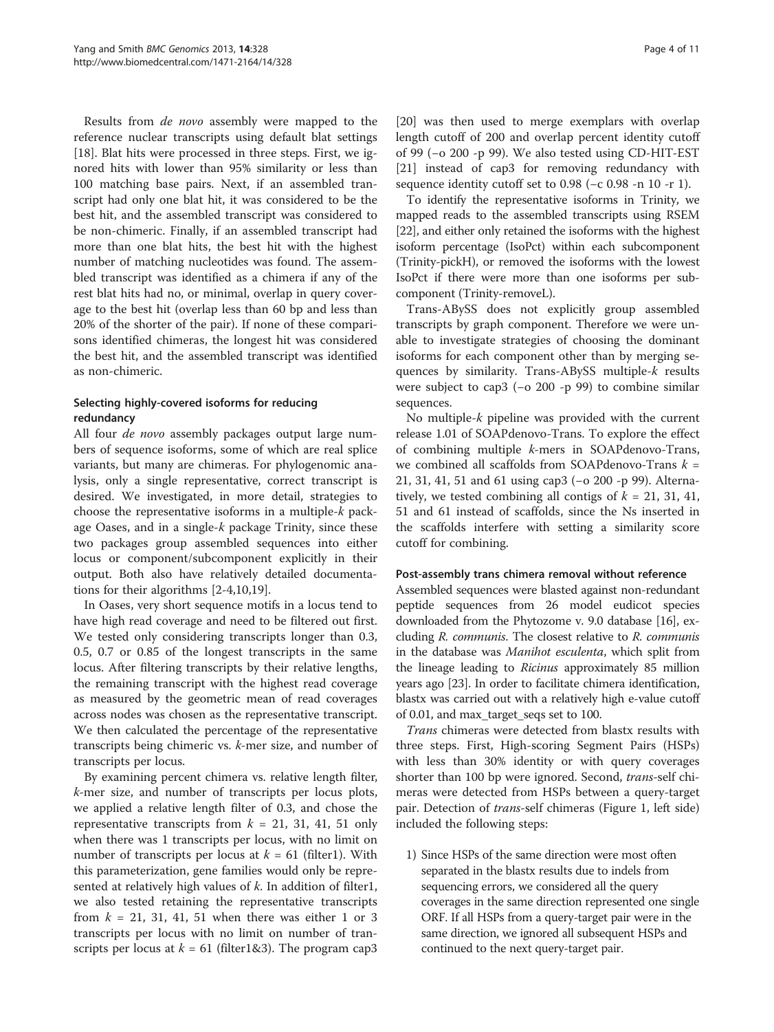Results from *de novo* assembly were mapped to the reference nuclear transcripts using default blat settings [18]. Blat hits were processed in three steps. First, we ignored hits with lower than 95% similarity or less than 100 matching base pairs. Next, if an assembled transcript had only one blat hit, it was considered to be the best hit, and the assembled transcript was considered to be non-chimeric. Finally, if an assembled transcript had more than one blat hits, the best hit with the highest number of matching nucleotides was found. The assembled transcript was identified as a chimera if any of the rest blat hits had no, or minimal, overlap in query coverage to the best hit (overlap less than 60 bp and less than 20% of the shorter of the pair). If none of these comparisons identified chimeras, the longest hit was considered the best hit, and the assembled transcript was identified as non-chimeric.

### Selecting highly-covered isoforms for reducing redundancy

All four *de novo* assembly packages output large numbers of sequence isoforms, some of which are real splice variants, but many are chimeras. For phylogenomic analysis, only a single representative, correct transcript is desired. We investigated, in more detail, strategies to choose the representative isoforms in a multiple-*k* package Oases, and in a single-*k* package Trinity, since these two packages group assembled sequences into either locus or component/subcomponent explicitly in their output. Both also have relatively detailed documentations for their algorithms [2-4,10,19].

In Oases, very short sequence motifs in a locus tend to have high read coverage and need to be filtered out first. We tested only considering transcripts longer than 0.3, 0.5, 0.7 or 0.85 of the longest transcripts in the same locus. After filtering transcripts by their relative lengths, the remaining transcript with the highest read coverage as measured by the geometric mean of read coverages across nodes was chosen as the representative transcript. We then calculated the percentage of the representative transcripts being chimeric vs. *k*-mer size, and number of transcripts per locus.

By examining percent chimera vs. relative length filter, *k*-mer size, and number of transcripts per locus plots, we applied a relative length filter of 0.3, and chose the representative transcripts from $k$ = 21, 31, 41, 51 only when there was 1 transcripts per locus, with no limit on number of transcripts per locus at $k$ = 61 (filter1). With this parameterization, gene families would only be represented at relatively high values of *k*. In addition of filter1, we also tested retaining the representative transcripts from $k$ = 21, 31, 41, 51 when there was either 1 or 3 transcripts per locus with no limit on number of transcripts per locus at $k$ = 61 (filter1&3). The program cap3 [20] was then used to merge exemplars with overlap length cutoff of 200 and overlap percent identity cutoff of 99 (−o 200 -p 99). We also tested using CD-HIT-EST [21] instead of cap3 for removing redundancy with sequence identity cutoff set to 0.98 (−c 0.98 -n 10 -r 1).

To identify the representative isoforms in Trinity, we mapped reads to the assembled transcripts using RSEM [22], and either only retained the isoforms with the highest isoform percentage (IsoPct) within each subcomponent (Trinity-pickH), or removed the isoforms with the lowest IsoPct if there were more than one isoforms per subcomponent (Trinity-removeL).

Trans-ABySS does not explicitly group assembled transcripts by graph component. Therefore we were unable to investigate strategies of choosing the dominant isoforms for each component other than by merging sequences by similarity. Trans-ABySS multiple-*k* results were subject to cap3 (−o 200 -p 99) to combine similar sequences.

No multiple-*k* pipeline was provided with the current release 1.01 of SOAPdenovo-Trans. To explore the effect of combining multiple *k*-mers in SOAPdenovo-Trans, we combined all scaffolds from SOAPdenovo-Trans $k$ = 21, 31, 41, 51 and 61 using cap3 (−o 200 -p 99). Alternatively, we tested combining all contigs of $k$ = 21, 31, 41, 51 and 61 instead of scaffolds, since the Ns inserted in the scaffolds interfere with setting a similarity score cutoff for combining.

### Post-assembly trans chimera removal without reference

Assembled sequences were blasted against non-redundant peptide sequences from 26 model eudicot species downloaded from the Phytozome v. 9.0 database [16], excluding *R. communis*. The closest relative to *R. communis* in the database was *Manihot esculenta*, which split from the lineage leading to *Ricinus* approximately 85 million years ago [23]. In order to facilitate chimera identification, blastx was carried out with a relatively high e-value cutoff of 0.01, and max_target_seqs set to 100.

*Trans* chimeras were detected from blastx results with three steps. First, High-scoring Segment Pairs (HSPs) with less than 30% identity or with query coverages shorter than 100 bp were ignored. Second, *trans*-self chimeras were detected from HSPs between a query-target pair. Detection of *trans*-self chimeras (Figure 1, left side) included the following steps:

1) Since HSPs of the same direction were most often separated in the blastx results due to indels from sequencing errors, we considered all the query coverages in the same direction represented one single ORF. If all HSPs from a query-target pair were in the same direction, we ignored all subsequent HSPs and continued to the next query-target pair.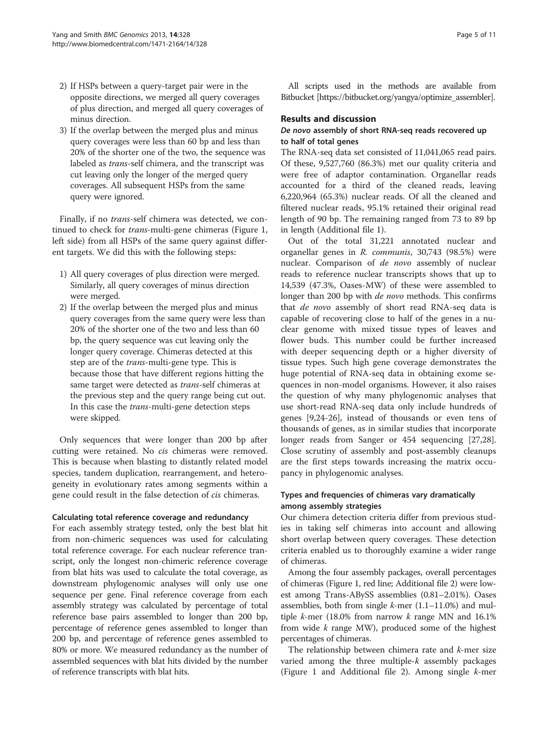2) If HSPs between a query-target pair were in the opposite directions, we merged all query coverages of plus direction, and merged all query coverages of minus direction.
3) If the overlap between the merged plus and minus query coverages were less than 60 bp and less than 20% of the shorter one of the two, the sequence was labeled as *trans*-self chimera, and the transcript was cut leaving only the longer of the merged query coverages. All subsequent HSPs from the same query were ignored.

Finally, if no *trans*-self chimera was detected, we continued to check for *trans*-multi-gene chimeras (Figure 1, left side) from all HSPs of the same query against different targets. We did this with the following steps:

1) All query coverages of plus direction were merged. Similarly, all query coverages of minus direction were merged.
2) If the overlap between the merged plus and minus query coverages from the same query were less than 20% of the shorter one of the two and less than 60 bp, the query sequence was cut leaving only the longer query coverage. Chimeras detected at this step are of the *trans*-multi-gene type. This is because those that have different regions hitting the same target were detected as *trans*-self chimeras at the previous step and the query range being cut out. In this case the *trans*-multi-gene detection steps were skipped.

Only sequences that were longer than 200 bp after cutting were retained. No *cis* chimeras were removed. This is because when blasting to distantly related model species, tandem duplication, rearrangement, and heterogeneity in evolutionary rates among segments within a gene could result in the false detection of *cis* chimeras.

#### Calculating total reference coverage and redundancy

For each assembly strategy tested, only the best blat hit from non-chimeric sequences was used for calculating total reference coverage. For each nuclear reference transcript, only the longest non-chimeric reference coverage from blat hits was used to calculate the total coverage, as downstream phylogenomic analyses will only use one sequence per gene. Final reference coverage from each assembly strategy was calculated by percentage of total reference base pairs assembled to longer than 200 bp, percentage of reference genes assembled to longer than 200 bp, and percentage of reference genes assembled to 80% or more. We measured redundancy as the number of assembled sequences with blat hits divided by the number of reference transcripts with blat hits.

All scripts used in the methods are available from Bitbucket [https://bitbucket.org/yangya/optimize_assembler].

## Results and discussion

### *De novo* assembly of short RNA-seq reads recovered up to half of total genes

The RNA-seq data set consisted of 11,041,065 read pairs. Of these, 9,527,760 (86.3%) met our quality criteria and were free of adaptor contamination. Organellar reads accounted for a third of the cleaned reads, leaving 6,220,964 (65.3%) nuclear reads. Of all the cleaned and filtered nuclear reads, 95.1% retained their original read length of 90 bp. The remaining ranged from 73 to 89 bp in length (Additional file 1).

Out of the total 31,221 annotated nuclear and organellar genes in *R. communis*, 30,743 (98.5%) were nuclear. Comparison of *de novo* assembly of nuclear reads to reference nuclear transcripts shows that up to 14,539 (47.3%, Oases-MW) of these were assembled to longer than 200 bp with *de novo* methods. This confirms that *de novo* assembly of short read RNA-seq data is capable of recovering close to half of the genes in a nuclear genome with mixed tissue types of leaves and flower buds. This number could be further increased with deeper sequencing depth or a higher diversity of tissue types. Such high gene coverage demonstrates the huge potential of RNA-seq data in obtaining exome sequences in non-model organisms. However, it also raises the question of why many phylogenomic analyses that use short-read RNA-seq data only include hundreds of genes [9,24-26], instead of thousands or even tens of thousands of genes, as in similar studies that incorporate longer reads from Sanger or 454 sequencing [27,28]. Close scrutiny of assembly and post-assembly cleanups are the first steps towards increasing the matrix occupancy in phylogenomic analyses.

### Types and frequencies of chimeras vary dramatically among assembly strategies

Our chimera detection criteria differ from previous studies in taking self chimeras into account and allowing short overlap between query coverages. These detection criteria enabled us to thoroughly examine a wider range of chimeras.

Among the four assembly packages, overall percentages of chimeras (Figure 1, red line; Additional file 2) were lowest among Trans-ABySS assemblies (0.81–2.01%). Oases assemblies, both from single *k*-mer (1.1–11.0%) and multiple *k*-mer (18.0% from narrow *k* range MN and 16.1% from wide *k* range MW), produced some of the highest percentages of chimeras.

The relationship between chimera rate and *k*-mer size varied among the three multiple-*k* assembly packages (Figure 1 and Additional file 2). Among single *k*-mer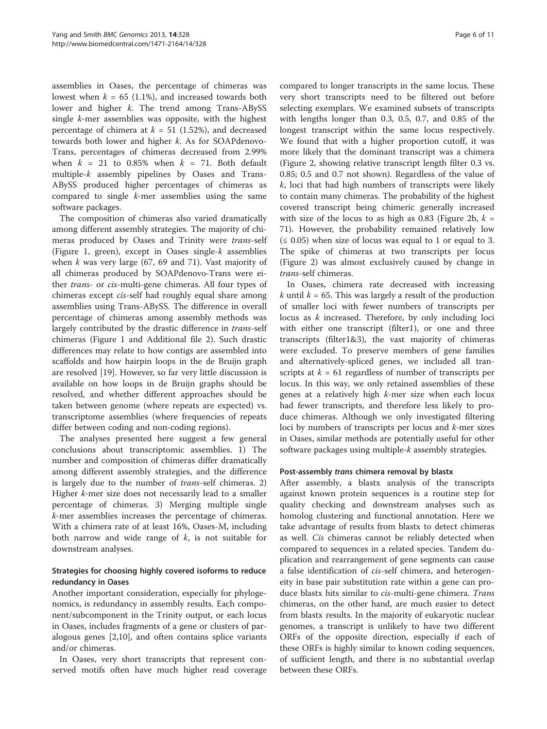assemblies in Oases, the percentage of chimeras was lowest when $k = 65$ (1.1%), and increased towards both lower and higher $k$. The trend among Trans-ABySS single $k$-mer assemblies was opposite, with the highest percentage of chimera at $k = 51$ (1.52%), and decreased towards both lower and higher $k$. As for SOAPdenovo-Trans, percentages of chimeras decreased from 2.99% when $k = 21$ to 0.85% when $k = 71$. Both default multiple-$k$ assembly pipelines by Oases and Trans-ABySS produced higher percentages of chimeras as compared to single $k$-mer assemblies using the same software packages.

The composition of chimeras also varied dramatically among different assembly strategies. The majority of chimeras produced by Oases and Trinity were *trans*-self (Figure 1, green), except in Oases single-$k$ assemblies when $k$ was very large (67, 69 and 71). Vast majority of all chimeras produced by SOAPdenovo-Trans were either *trans*- or *cis*-multi-gene chimeras. All four types of chimeras except *cis*-self had roughly equal share among assemblies using Trans-ABySS. The difference in overall percentage of chimeras among assembly methods was largely contributed by the drastic difference in *trans*-self chimeras (Figure 1 and Additional file 2). Such drastic differences may relate to how contigs are assembled into scaffolds and how hairpin loops in the de Bruijn graph are resolved [19]. However, so far very little discussion is available on how loops in de Bruijn graphs should be resolved, and whether different approaches should be taken between genome (where repeats are expected) vs. transcriptome assemblies (where frequencies of repeats differ between coding and non-coding regions).

The analyses presented here suggest a few general conclusions about transcriptomic assemblies. 1) The number and composition of chimeras differ dramatically among different assembly strategies, and the difference is largely due to the number of *trans*-self chimeras. 2) Higher $k$-mer size does not necessarily lead to a smaller percentage of chimeras. 3) Merging multiple single $k$-mer assemblies increases the percentage of chimeras. With a chimera rate of at least 16%, Oases-M, including both narrow and wide range of $k$, is not suitable for downstream analyses.

### Strategies for choosing highly covered isoforms to reduce redundancy in Oases

Another important consideration, especially for phylogenomics, is redundancy in assembly results. Each component/subcomponent in the Trinity output, or each locus in Oases, includes fragments of a gene or clusters of paralogous genes [2,10], and often contains splice variants and/or chimeras.

In Oases, very short transcripts that represent conserved motifs often have much higher read coverage compared to longer transcripts in the same locus. These very short transcripts need to be filtered out before selecting exemplars. We examined subsets of transcripts with lengths longer than 0.3, 0.5, 0.7, and 0.85 of the longest transcript within the same locus respectively. We found that with a higher proportion cutoff, it was more likely that the dominant transcript was a chimera (Figure 2, showing relative transcript length filter 0.3 vs. 0.85; 0.5 and 0.7 not shown). Regardless of the value of $k$, loci that had high numbers of transcripts were likely to contain many chimeras. The probability of the highest covered transcript being chimeric generally increased with size of the locus to as high as 0.83 (Figure 2b, $k = 71$). However, the probability remained relatively low ($\leq 0.05$) when size of locus was equal to 1 or equal to 3. The spike of chimeras at two transcripts per locus (Figure 2) was almost exclusively caused by change in *trans*-self chimeras.

In Oases, chimera rate decreased with increasing $k$ until $k = 65$. This was largely a result of the production of smaller loci with fewer numbers of transcripts per locus as $k$ increased. Therefore, by only including loci with either one transcript (filter1), or one and three transcripts (filter1&3), the vast majority of chimeras were excluded. To preserve members of gene families and alternatively-spliced genes, we included all transcripts at $k = 61$ regardless of number of transcripts per locus. In this way, we only retained assemblies of these genes at a relatively high $k$-mer size when each locus had fewer transcripts, and therefore less likely to produce chimeras. Although we only investigated filtering loci by numbers of transcripts per locus and $k$-mer sizes in Oases, similar methods are potentially useful for other software packages using multiple-$k$ assembly strategies.

### Post-assembly *trans* chimera removal by blastx

After assembly, a blastx analysis of the transcripts against known protein sequences is a routine step for quality checking and downstream analyses such as homolog clustering and functional annotation. Here we take advantage of results from blastx to detect chimeras as well. *Cis* chimeras cannot be reliably detected when compared to sequences in a related species. Tandem duplication and rearrangement of gene segments can cause a false identification of *cis*-self chimera, and heterogeneity in base pair substitution rate within a gene can produce blastx hits similar to *cis*-multi-gene chimera. *Trans* chimeras, on the other hand, are much easier to detect from blastx results. In the majority of eukaryotic nuclear genomes, a transcript is unlikely to have two different ORFs of the opposite direction, especially if each of these ORFs is highly similar to known coding sequences, of sufficient length, and there is no substantial overlap between these ORFs.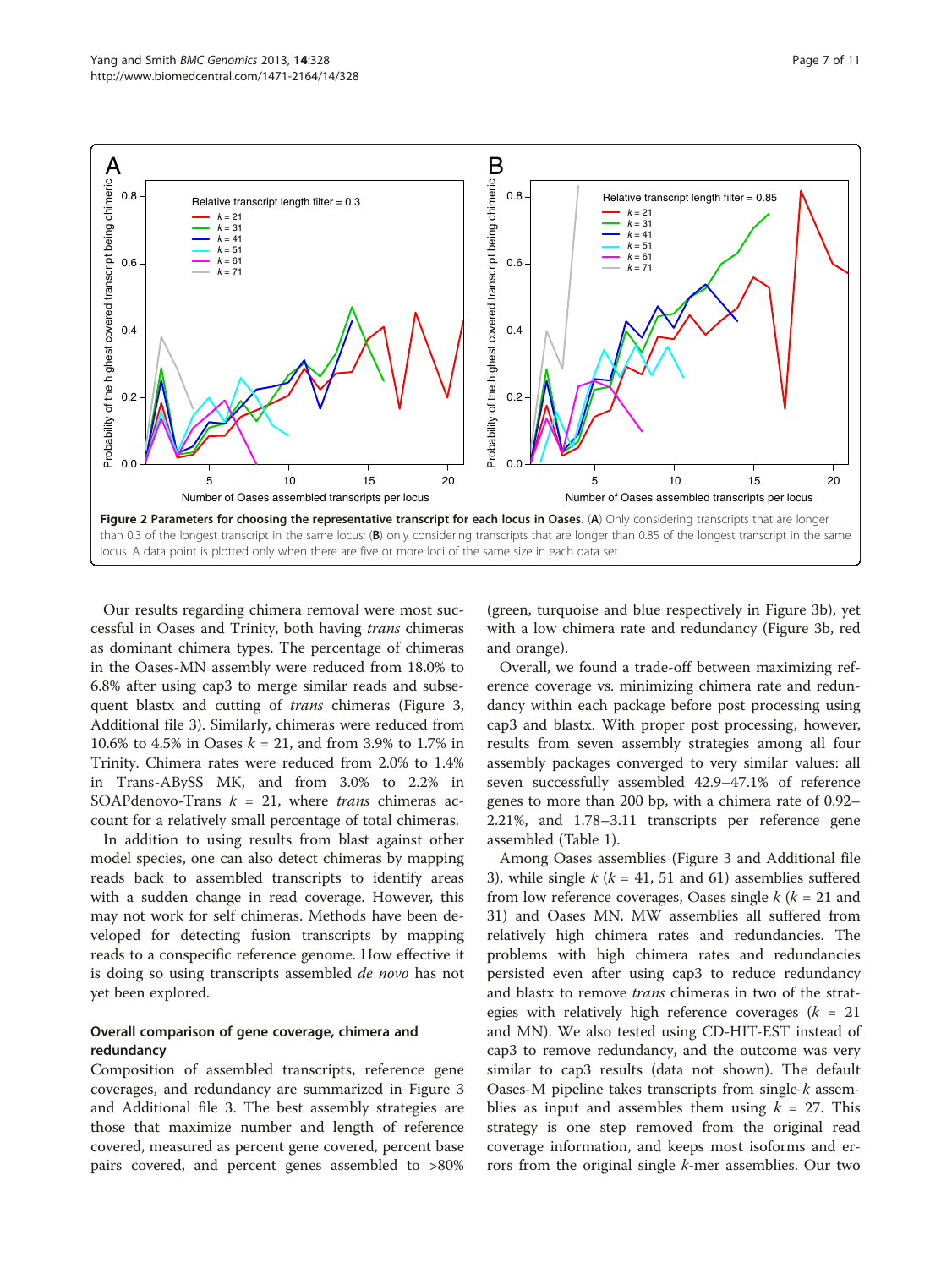**Figure 2 Parameters for choosing the representative transcript for each locus in Oases.** (**A**) Only considering transcripts that are longer than 0.3 of the longest transcript in the same locus; (**B**) only considering transcripts that are longer than 0.85 of the longest transcript in the same locus. A data point is plotted only when there are five or more loci of the same size in each data set.

Our results regarding chimera removal were most successful in Oases and Trinity, both having *trans* chimeras as dominant chimera types. The percentage of chimeras in the Oases-MN assembly were reduced from 18.0% to 6.8% after using cap3 to merge similar reads and subsequent blastx and cutting of *trans* chimeras (Figure 3, Additional file 3). Similarly, chimeras were reduced from 10.6% to 4.5% in Oases $k$ = 21, and from 3.9% to 1.7% in Trinity. Chimera rates were reduced from 2.0% to 1.4% in Trans-ABySS MK, and from 3.0% to 2.2% in SOAPdenovo-Trans $k$ = 21, where *trans* chimeras account for a relatively small percentage of total chimeras.

In addition to using results from blast against other model species, one can also detect chimeras by mapping reads back to assembled transcripts to identify areas with a sudden change in read coverage. However, this may not work for self chimeras. Methods have been developed for detecting fusion transcripts by mapping reads to a conspecific reference genome. How effective it is doing so using transcripts assembled *de novo* has not yet been explored.

### Overall comparison of gene coverage, chimera and redundancy

Composition of assembled transcripts, reference gene coverages, and redundancy are summarized in Figure 3 and Additional file 3. The best assembly strategies are those that maximize number and length of reference covered, measured as percent gene covered, percent base pairs covered, and percent genes assembled to >80% (green, turquoise and blue respectively in Figure 3b), yet with a low chimera rate and redundancy (Figure 3b, red and orange).

Overall, we found a trade-off between maximizing reference coverage vs. minimizing chimera rate and redundancy within each package before post processing using cap3 and blastx. With proper post processing, however, results from seven assembly strategies among all four assembly packages converged to very similar values: all seven successfully assembled 42.9–47.1% of reference genes to more than 200 bp, with a chimera rate of 0.92–2.21%, and 1.78–3.11 transcripts per reference gene assembled (Table 1).

Among Oases assemblies (Figure 3 and Additional file 3), while single $k$ ($k$ = 41, 51 and 61) assemblies suffered from low reference coverages, Oases single $k$ ($k$ = 21 and 31) and Oases MN, MW assemblies all suffered from relatively high chimera rates and redundancies. The problems with high chimera rates and redundancies persisted even after using cap3 to reduce redundancy and blastx to remove *trans* chimeras in two of the strategies with relatively high reference coverages ($k$ = 21 and MN). We also tested using CD-HIT-EST instead of cap3 to remove redundancy, and the outcome was very similar to cap3 results (data not shown). The default Oases-M pipeline takes transcripts from single-$k$ assemblies as input and assembles them using $k$ = 27. This strategy is one step removed from the original read coverage information, and keeps most isoforms and errors from the original single $k$-mer assemblies. Our two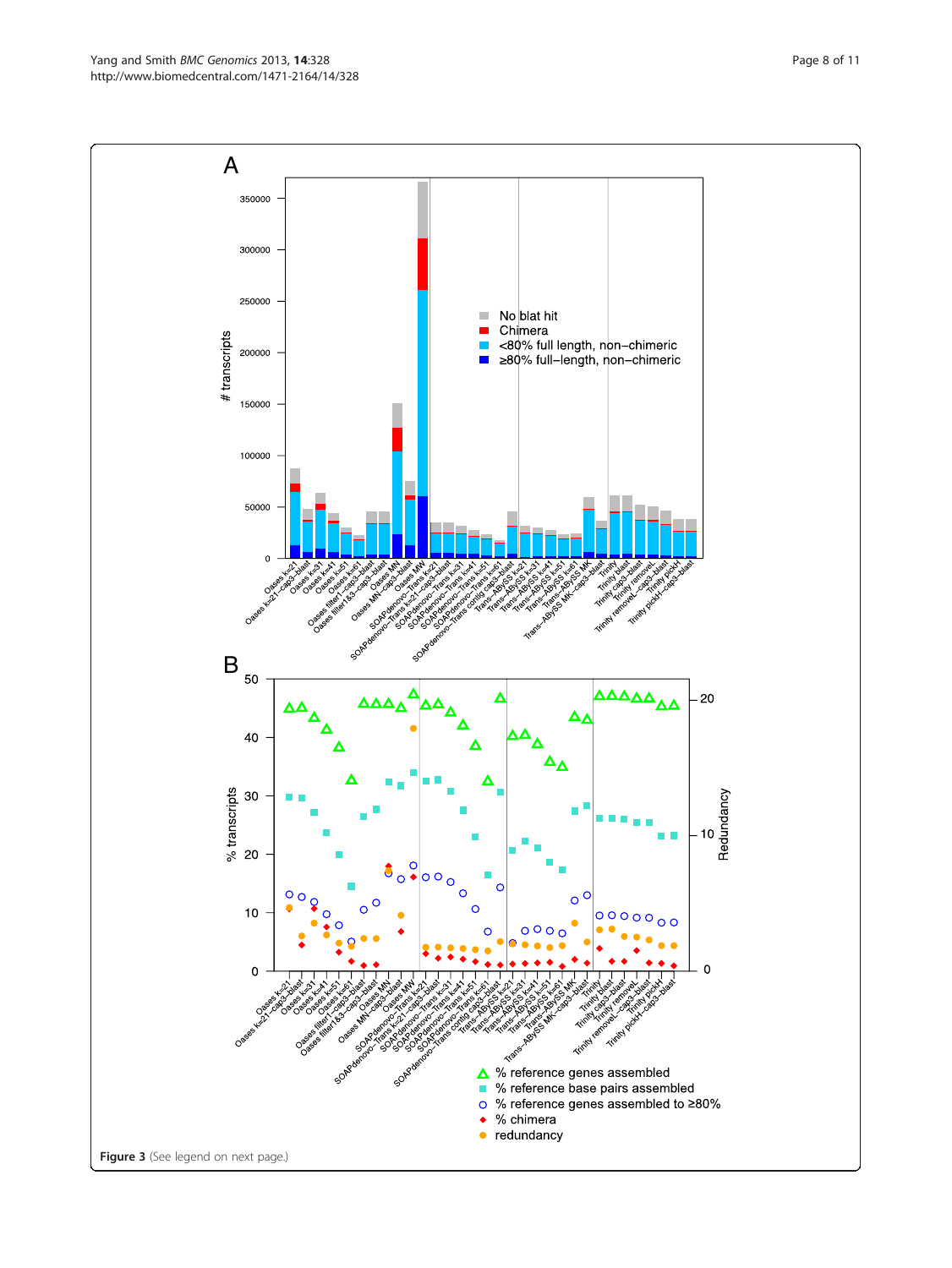**Figure 3** (See legend on next page.)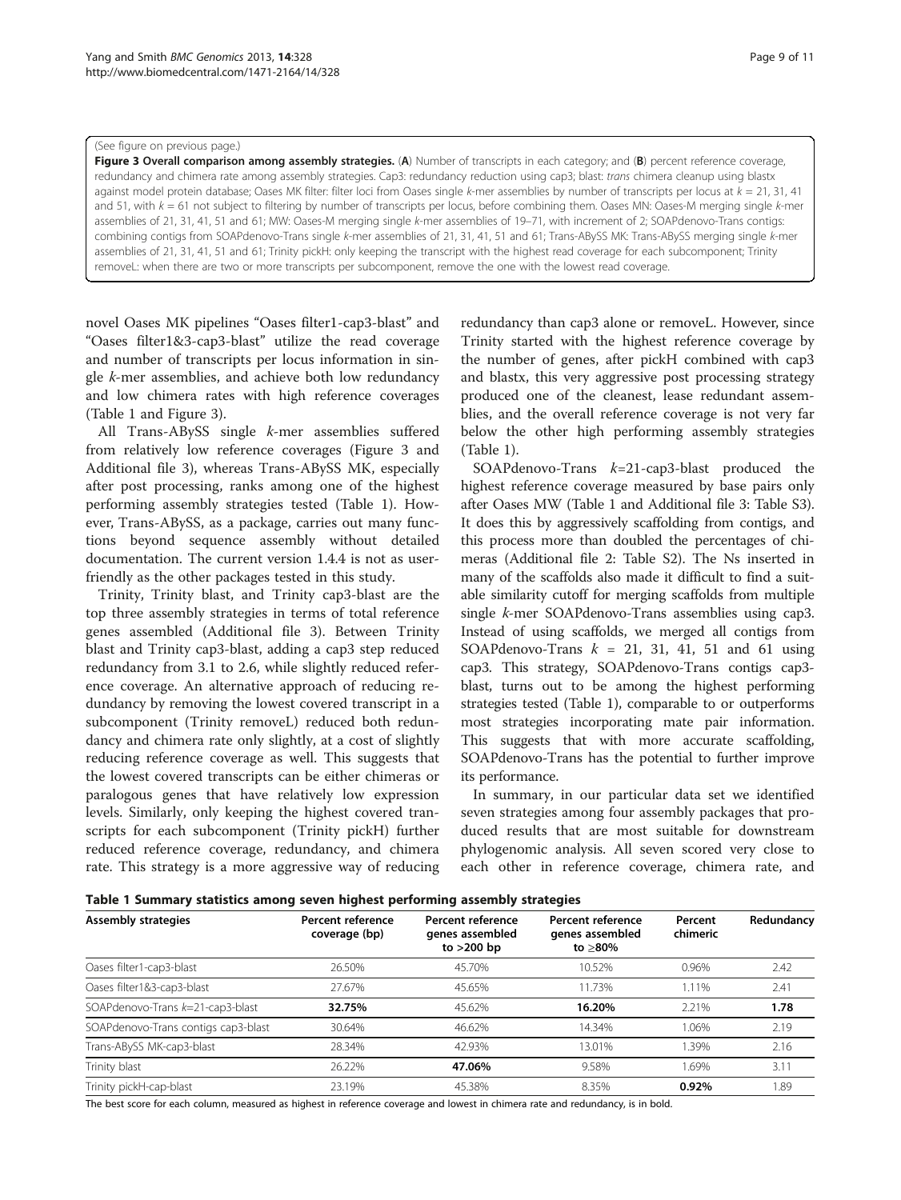(See figure on previous page.)

**Figure 3 Overall comparison among assembly strategies.** (**A**) Number of transcripts in each category; and (**B**) percent reference coverage, redundancy and chimera rate among assembly strategies. Cap3: redundancy reduction using cap3; blast: *trans* chimera cleanup using blastx against model protein database; Oases MK filter: filter loci from Oases single *k*-mer assemblies by number of transcripts per locus at $k = 21, 31, 41$ and 51, with $k = 61$ not subject to filtering by number of transcripts per locus, before combining them. Oases MN: Oases-M merging single *k*-mer assemblies of 21, 31, 41, 51 and 61; MW: Oases-M merging single *k*-mer assemblies of 19–71, with increment of 2; SOAPdenovo-Trans contigs: combining contigs from SOAPdenovo-Trans single *k*-mer assemblies of 21, 31, 41, 51 and 61; Trans-ABySS MK: Trans-ABySS merging single *k*-mer assemblies of 21, 31, 41, 51 and 61; Trinity pickH: only keeping the transcript with the highest read coverage for each subcomponent; Trinity removeL: when there are two or more transcripts per subcomponent, remove the one with the lowest read coverage.

novel Oases MK pipelines "Oases filter1-cap3-blast" and "Oases filter1&3-cap3-blast" utilize the read coverage and number of transcripts per locus information in single *k*-mer assemblies, and achieve both low redundancy and low chimera rates with high reference coverages (Table 1 and Figure 3).

All Trans-ABySS single *k*-mer assemblies suffered from relatively low reference coverages (Figure 3 and Additional file 3), whereas Trans-ABySS MK, especially after post processing, ranks among one of the highest performing assembly strategies tested (Table 1). However, Trans-ABySS, as a package, carries out many functions beyond sequence assembly without detailed documentation. The current version 1.4.4 is not as user-friendly as the other packages tested in this study.

Trinity, Trinity blast, and Trinity cap3-blast are the top three assembly strategies in terms of total reference genes assembled (Additional file 3). Between Trinity blast and Trinity cap3-blast, adding a cap3 step reduced redundancy from 3.1 to 2.6, while slightly reduced reference coverage. An alternative approach of reducing redundancy by removing the lowest covered transcript in a subcomponent (Trinity removeL) reduced both redundancy and chimera rate only slightly, at a cost of slightly reducing reference coverage as well. This suggests that the lowest covered transcripts can be either chimeras or paralogous genes that have relatively low expression levels. Similarly, only keeping the highest covered transcripts for each subcomponent (Trinity pickH) further reduced reference coverage, redundancy, and chimera rate. This strategy is a more aggressive way of reducing redundancy than cap3 alone or removeL. However, since Trinity started with the highest reference coverage by the number of genes, after pickH combined with cap3 and blastx, this very aggressive post processing strategy produced one of the cleanest, lease redundant assemblies, and the overall reference coverage is not very far below the other high performing assembly strategies (Table 1).

SOAPdenovo-Trans $k$=21-cap3-blast produced the highest reference coverage measured by base pairs only after Oases MW (Table 1 and Additional file 3: Table S3). It does this by aggressively scaffolding from contigs, and this process more than doubled the percentages of chimeras (Additional file 2: Table S2). The Ns inserted in many of the scaffolds also made it difficult to find a suitable similarity cutoff for merging scaffolds from multiple single *k*-mer SOAPdenovo-Trans assemblies using cap3. Instead of using scaffolds, we merged all contigs from SOAPdenovo-Trans $k = 21, 31, 41, 51$ and 61 using cap3. This strategy, SOAPdenovo-Trans contigs cap3-blast, turns out to be among the highest performing strategies tested (Table 1), comparable to or outperforms most strategies incorporating mate pair information. This suggests that with more accurate scaffolding, SOAPdenovo-Trans has the potential to further improve its performance.

In summary, in our particular data set we identified seven strategies among four assembly packages that produced results that are most suitable for downstream phylogenomic analysis. All seven scored very close to each other in reference coverage, chimera rate, and

**Table 1 Summary statistics among seven highest performing assembly strategies**

| Assembly strategies | Percent reference coverage (bp) | Percent reference genes assembled to >200 bp | Percent reference genes assembled to ≥80% | Percent chimeric | Redundancy |
|---|---|---|---|---|---|
| Oases filter1-cap3-blast | 26.50% | 45.70% | 10.52% | 0.96% | 2.42 |
| Oases filter1&3-cap3-blast | 27.67% | 45.65% | 11.73% | 1.11% | 2.41 |
| SOAPdenovo-Trans $k$=21-cap3-blast | **32.75%** | 45.62% | **16.20%** | 2.21% | **1.78** |
| SOAPdenovo-Trans contigs cap3-blast | 30.64% | 46.62% | 14.34% | 1.06% | 2.19 |
| Trans-ABySS MK-cap3-blast | 28.34% | 42.93% | 13.01% | 1.39% | 2.16 |
| Trinity blast | 26.22% | **47.06%** | 9.58% | 1.69% | 3.11 |
| Trinity pickH-cap-blast | 23.19% | 45.38% | 8.35% | **0.92%** | 1.89 |

The best score for each column, measured as highest in reference coverage and lowest in chimera rate and redundancy, is in bold.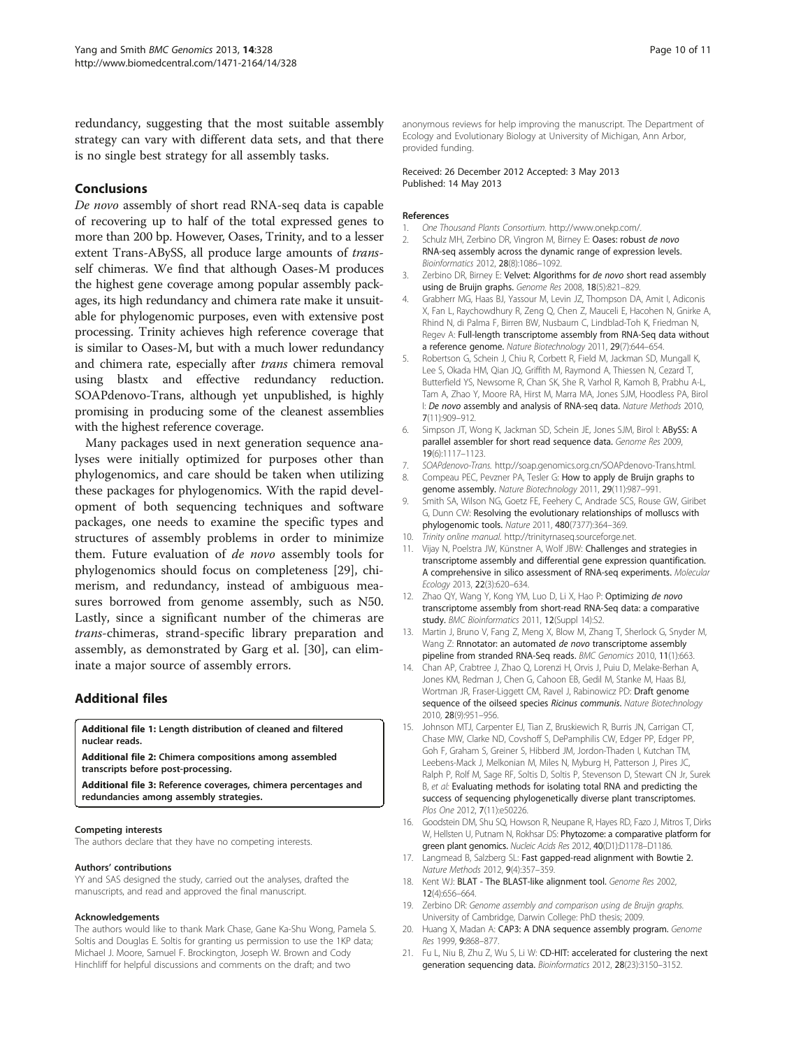redundancy, suggesting that the most suitable assembly strategy can vary with different data sets, and that there is no single best strategy for all assembly tasks.

## Conclusions

*De novo* assembly of short read RNA-seq data is capable of recovering up to half of the total expressed genes to more than 200 bp. However, Oases, Trinity, and to a lesser extent Trans-ABySS, all produce large amounts of *trans*-self chimeras. We find that although Oases-M produces the highest gene coverage among popular assembly packages, its high redundancy and chimera rate make it unsuitable for phylogenomic purposes, even with extensive post processing. Trinity achieves high reference coverage that is similar to Oases-M, but with a much lower redundancy and chimera rate, especially after *trans* chimera removal using blastx and effective redundancy reduction. SOAPdenovo-Trans, although yet unpublished, is highly promising in producing some of the cleanest assemblies with the highest reference coverage.

Many packages used in next generation sequence analyses were initially optimized for purposes other than phylogenomics, and care should be taken when utilizing these packages for phylogenomics. With the rapid development of both sequencing techniques and software packages, one needs to examine the specific types and structures of assembly problems in order to minimize them. Future evaluation of *de novo* assembly tools for phylogenomics should focus on completeness [29], chimerism, and redundancy, instead of ambiguous measures borrowed from genome assembly, such as N50. Lastly, since a significant number of the chimeras are *trans*-chimeras, strand-specific library preparation and assembly, as demonstrated by Garg et al. [30], can eliminate a major source of assembly errors.

## Additional files

**Additional file 1: Length distribution of cleaned and filtered nuclear reads.**

**Additional file 2: Chimera compositions among assembled transcripts before post-processing.**

**Additional file 3: Reference coverages, chimera percentages and redundancies among assembly strategies.**

#### Competing interests

The authors declare that they have no competing interests.

#### Authors' contributions

YY and SAS designed the study, carried out the analyses, drafted the manuscripts, and read and approved the final manuscript.

#### Acknowledgements

The authors would like to thank Mark Chase, Gane Ka-Shu Wong, Pamela S. Soltis and Douglas E. Soltis for granting us permission to use the 1KP data; Michael J. Moore, Samuel F. Brockington, Joseph W. Brown and Cody Hinchliff for helpful discussions and comments on the draft; and two anonymous reviews for help improving the manuscript. The Department of Ecology and Evolutionary Biology at University of Michigan, Ann Arbor, provided funding.

Received: 26 December 2012 Accepted: 3 May 2013
Published: 14 May 2013

#### References

1. *One Thousand Plants Consortium*. http://www.onekp.com/.
2. Schulz MH, Zerbino DR, Vingron M, Birney E: **Oases: robust *de novo* RNA-seq assembly across the dynamic range of expression levels.** *Bioinformatics* 2012, **28**(8):1086–1092.
3. Zerbino DR, Birney E: **Velvet: Algorithms for *de novo* short read assembly using de Bruijn graphs.** *Genome Res* 2008, **18**(5):821–829.
4. Grabherr MG, Haas BJ, Yassour M, Levin JZ, Thompson DA, Amit I, Adiconis X, Fan L, Raychowdhury R, Zeng Q, Chen Z, Mauceli E, Hacohen N, Gnirke A, Rhind N, di Palma F, Birren BW, Nusbaum C, Lindblad-Toh K, Friedman N, Regev A: **Full-length transcriptome assembly from RNA-Seq data without a reference genome.** *Nature Biotechnology* 2011, **29**(7):644–654.
5. Robertson G, Schein J, Chiu R, Corbett R, Field M, Jackman SD, Mungall K, Lee S, Okada HM, Qian JQ, Griffith M, Raymond A, Thiessen N, Cezard T, Butterfield YS, Newsome R, Chan SK, She R, Varhol R, Kamoh B, Prabhu A-L, Tam A, Zhao Y, Moore RA, Hirst M, Marra MA, Jones SJM, Hoodless PA, Birol I: ***De novo* assembly and analysis of RNA-seq data.** *Nature Methods* 2010, **7**(11):909–912.
6. Simpson JT, Wong K, Jackman SD, Schein JE, Jones SJM, Birol I: **ABySS: A parallel assembler for short read sequence data.** *Genome Res* 2009, **19**(6):1117–1123.
7. *SOAPdenovo-Trans*. http://soap.genomics.org.cn/SOAPdenovo-Trans.html.
8. Compeau PEC, Pevzner PA, Tesler G: **How to apply de Bruijn graphs to genome assembly.** *Nature Biotechnology* 2011, **29**(11):987–991.
9. Smith SA, Wilson NG, Goetz FE, Feehery C, Andrade SCS, Rouse GW, Giribet G, Dunn CW: **Resolving the evolutionary relationships of molluscs with phylogenomic tools.** *Nature* 2011, **480**(7377):364–369.
10. *Trinity online manual*. http://trinityrnaseq.sourceforge.net.
11. Vijay N, Poelstra JW, Künstner A, Wolf JBW: **Challenges and strategies in transcriptome assembly and differential gene expression quantification. A comprehensive in silico assessment of RNA-seq experiments.** *Molecular Ecology* 2013, **22**(3):620–634.
12. Zhao QY, Wang Y, Kong YM, Luo D, Li X, Hao P: **Optimizing *de novo* transcriptome assembly from short-read RNA-Seq data: a comparative study.** *BMC Bioinformatics* 2011, **12**(Suppl 14):S2.
13. Martin J, Bruno V, Fang Z, Meng X, Blow M, Zhang T, Sherlock G, Snyder M, Wang Z: **Rnnotator: an automated *de novo* transcriptome assembly pipeline from stranded RNA-Seq reads.** *BMC Genomics* 2010, **11**(1):663.
14. Chan AP, Crabtree J, Zhao Q, Lorenzi H, Orvis J, Puiu D, Melake-Berhan A, Jones KM, Redman J, Chen G, Cahoon EB, Gedil M, Stanke M, Haas BJ, Wortman JR, Fraser-Liggett CM, Ravel J, Rabinowicz PD: **Draft genome sequence of the oilseed species *Ricinus communis*.** *Nature Biotechnology* 2010, **28**(9):951–956.
15. Johnson MTJ, Carpenter EJ, Tian Z, Bruskiewich R, Burris JN, Carrigan CT, Chase MW, Clarke ND, Covshoff S, DePamphilis CW, Edger PP, Edger PP, Goh F, Graham S, Greiner S, Hibberd JM, Jordon-Thaden I, Kutchan TM, Leebens-Mack J, Melkonian M, Miles N, Myburg H, Patterson J, Pires JC, Ralph P, Rolf M, Sage RF, Soltis D, Soltis P, Stevenson D, Stewart CN Jr, Surek B, *et al*: **Evaluating methods for isolating total RNA and predicting the success of sequencing phylogenetically diverse plant transcriptomes.** *Plos One* 2012, **7**(11):e50226.
16. Goodstein DM, Shu SQ, Howson R, Neupane R, Hayes RD, Fazo J, Mitros T, Dirks W, Hellsten U, Putnam N, Rokhsar DS: **Phytozome: a comparative platform for green plant genomics.** *Nucleic Acids Res* 2012, **40**(D1):D1178–D1186.
17. Langmead B, Salzberg SL: **Fast gapped-read alignment with Bowtie 2.** *Nature Methods* 2012, **9**(4):357–359.
18. Kent WJ: **BLAT - The BLAST-like alignment tool.** *Genome Res* 2002, **12**(4):656–664.
19. Zerbino DR: *Genome assembly and comparison using de Bruijn graphs*. University of Cambridge, Darwin College: PhD thesis; 2009.
20. Huang X, Madan A: **CAP3: A DNA sequence assembly program.** *Genome Res* 1999, **9**:868–877.
21. Fu L, Niu B, Zhu Z, Wu S, Li W: **CD-HIT: accelerated for clustering the next generation sequencing data.** *Bioinformatics* 2012, **28**(23):3150–3152.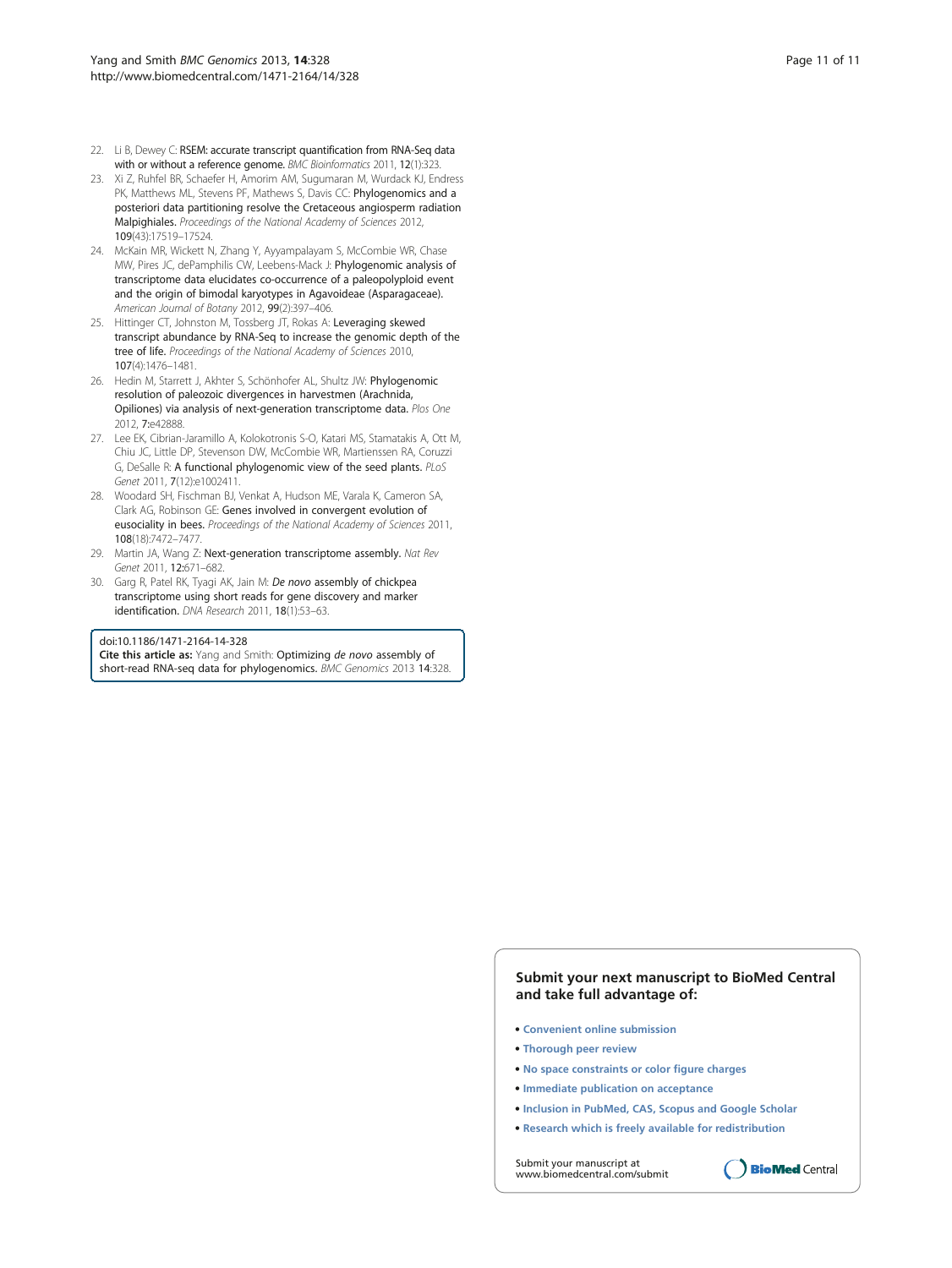22. Li B, Dewey C: **RSEM: accurate transcript quantification from RNA-Seq data with or without a reference genome.** *BMC Bioinformatics* 2011, **12**(1):323.
23. Xi Z, Ruhfel BR, Schaefer H, Amorim AM, Sugumaran M, Wurdack KJ, Endress PK, Matthews ML, Stevens PF, Mathews S, Davis CC: **Phylogenomics and a posteriori data partitioning resolve the Cretaceous angiosperm radiation Malpighiales.** *Proceedings of the National Academy of Sciences* 2012, **109**(43):17519–17524.
24. McKain MR, Wickett N, Zhang Y, Ayyampalayam S, McCombie WR, Chase MW, Pires JC, dePamphilis CW, Leebens-Mack J: **Phylogenomic analysis of transcriptome data elucidates co-occurrence of a paleopolyploid event and the origin of bimodal karyotypes in Agavoideae (Asparagaceae).** *American Journal of Botany* 2012, **99**(2):397–406.
25. Hittinger CT, Johnston M, Tossberg JT, Rokas A: **Leveraging skewed transcript abundance by RNA-Seq to increase the genomic depth of the tree of life.** *Proceedings of the National Academy of Sciences* 2010, **107**(4):1476–1481.
26. Hedin M, Starrett J, Akhter S, Schönhofer AL, Shultz JW: **Phylogenomic resolution of paleozoic divergences in harvestmen (Arachnida, Opiliones) via analysis of next-generation transcriptome data.** *Plos One* 2012, **7:**e42888.
27. Lee EK, Cibrian-Jaramillo A, Kolokotronis S-O, Katari MS, Stamatakis A, Ott M, Chiu JC, Little DP, Stevenson DW, McCombie WR, Martienssen RA, Coruzzi G, DeSalle R: **A functional phylogenomic view of the seed plants.** *PLoS Genet* 2011, **7**(12):e1002411.
28. Woodard SH, Fischman BJ, Venkat A, Hudson ME, Varala K, Cameron SA, Clark AG, Robinson GE: **Genes involved in convergent evolution of eusociality in bees.** *Proceedings of the National Academy of Sciences* 2011, **108**(18):7472–7477.
29. Martin JA, Wang Z: **Next-generation transcriptome assembly.** *Nat Rev Genet* 2011, **12:**671–682.
30. Garg R, Patel RK, Tyagi AK, Jain M: ***De novo* assembly of chickpea transcriptome using short reads for gene discovery and marker identification.** *DNA Research* 2011, **18**(1):53–63.

doi:10.1186/1471-2164-14-328
**Cite this article as:** Yang and Smith: Optimizing *de novo* assembly of short-read RNA-seq data for phylogenomics. *BMC Genomics* 2013 **14**:328.

**Submit your next manuscript to BioMed Central and take full advantage of:**

- **Convenient online submission**
- **Thorough peer review**
- **No space constraints or color figure charges**
- **Immediate publication on acceptance**
- **Inclusion in PubMed, CAS, Scopus and Google Scholar**
- **Research which is freely available for redistribution**

Submit your manuscript at
www.biomedcentral.com/submit

BioMed Central